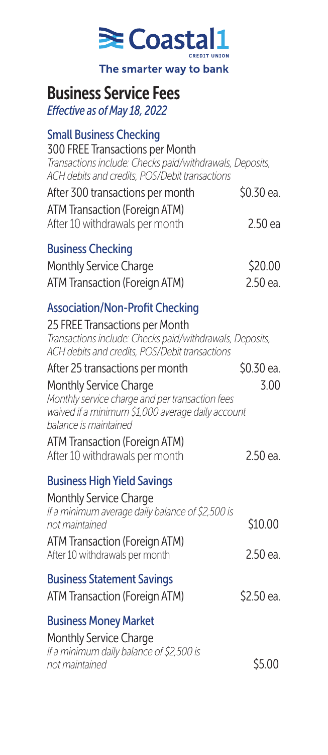# Coastal1 CREDIT UNION

The smarter way to bank

# Business Service Fees

*Effective as of May 18, 2022*

## Small Business Checking

300 FREE Transactions per Month

*Transactions include: Checks paid/withdrawals, Deposits, ACH debits and credits, POS/Debit transactions*

| | |
|---|---|
| After 300 transactions per month | $0.30 ea. |
| ATM Transaction (Foreign ATM)<br>After 10 withdrawals per month | 2.50 ea |

## Business Checking

| | |
|---|---|
| Monthly Service Charge | $20.00 |
| ATM Transaction (Foreign ATM) | 2.50 ea. |

## Association/Non-Profit Checking

25 FREE Transactions per Month

*Transactions include: Checks paid/withdrawals, Deposits, ACH debits and credits, POS/Debit transactions*

| | |
|---|---|
| After 25 transactions per month | $0.30 ea. |
| Monthly Service Charge<br>*Monthly service charge and per transaction fees waived if a minimum $1,000 average daily account balance is maintained* | 3.00 |
| ATM Transaction (Foreign ATM)<br>After 10 withdrawals per month | 2.50 ea. |

## Business High Yield Savings

| | |
|---|---|
| Monthly Service Charge<br>*If a minimum average daily balance of $2,500 is not maintained* | $10.00 |
| ATM Transaction (Foreign ATM)<br>After 10 withdrawals per month | 2.50 ea. |

## Business Statement Savings

| | |
|---|---|
| ATM Transaction (Foreign ATM) | $2.50 ea. |

## Business Money Market

| | |
|---|---|
| Monthly Service Charge<br>*If a minimum daily balance of $2,500 is not maintained* | $5.00 |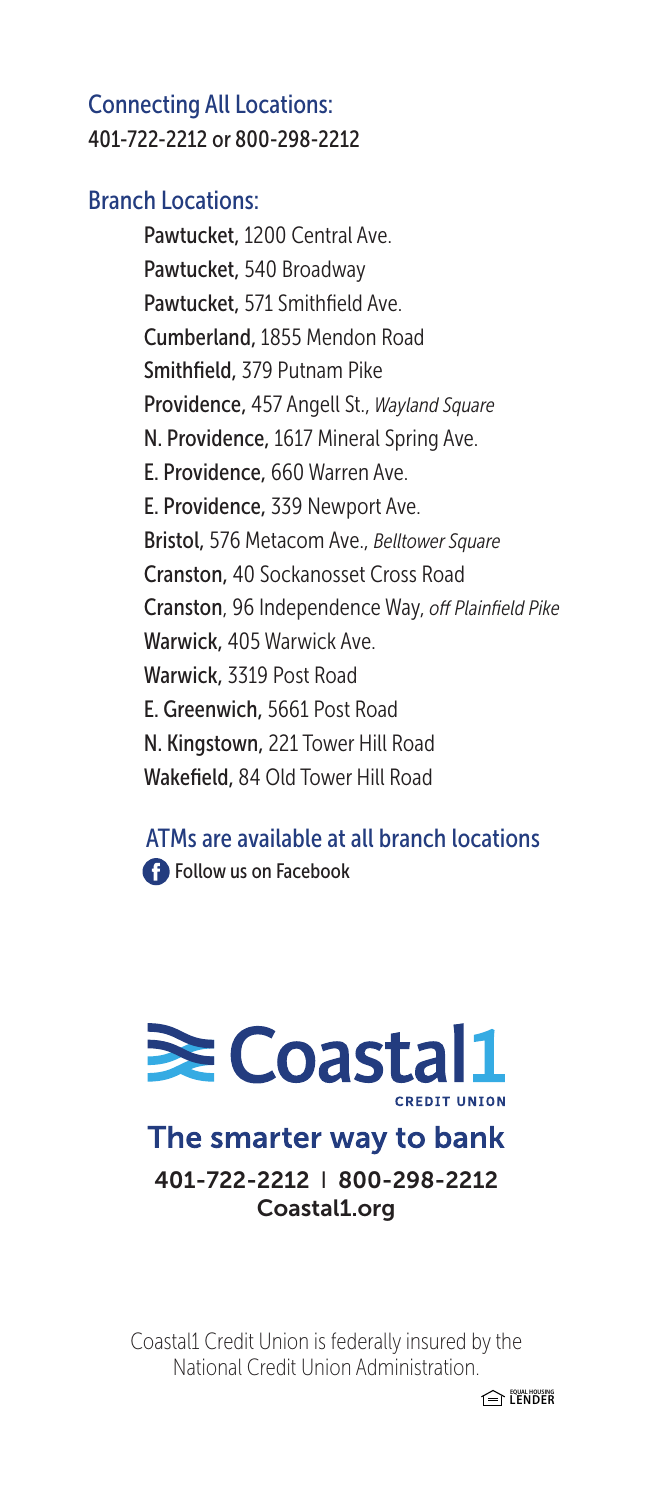## Connecting All Locations:

401-722-2212 or 800-298-2212

## Branch Locations:

**Pawtucket,** 1200 Central Ave.
**Pawtucket,** 540 Broadway
**Pawtucket,** 571 Smithfield Ave.
**Cumberland,** 1855 Mendon Road
**Smithfield,** 379 Putnam Pike
**Providence,** 457 Angell St., *Wayland Square*
**N. Providence,** 1617 Mineral Spring Ave.
**E. Providence,** 660 Warren Ave.
**E. Providence,** 339 Newport Ave.
**Bristol,** 576 Metacom Ave., *Belltower Square*
**Cranston,** 40 Sockanosset Cross Road
**Cranston,** 96 Independence Way, *off Plainfield Pike*
**Warwick,** 405 Warwick Ave.
**Warwick,** 3319 Post Road
**E. Greenwich,** 5661 Post Road
**N. Kingstown,** 221 Tower Hill Road
**Wakefield,** 84 Old Tower Hill Road

ATMs are available at all branch locations

Follow us on Facebook

Coastal1 CREDIT UNION

## The smarter way to bank

**401-722-2212 | 800-298-2212**
**Coastal1.org**

Coastal1 Credit Union is federally insured by the National Credit Union Administration.

EQUAL HOUSING LENDER